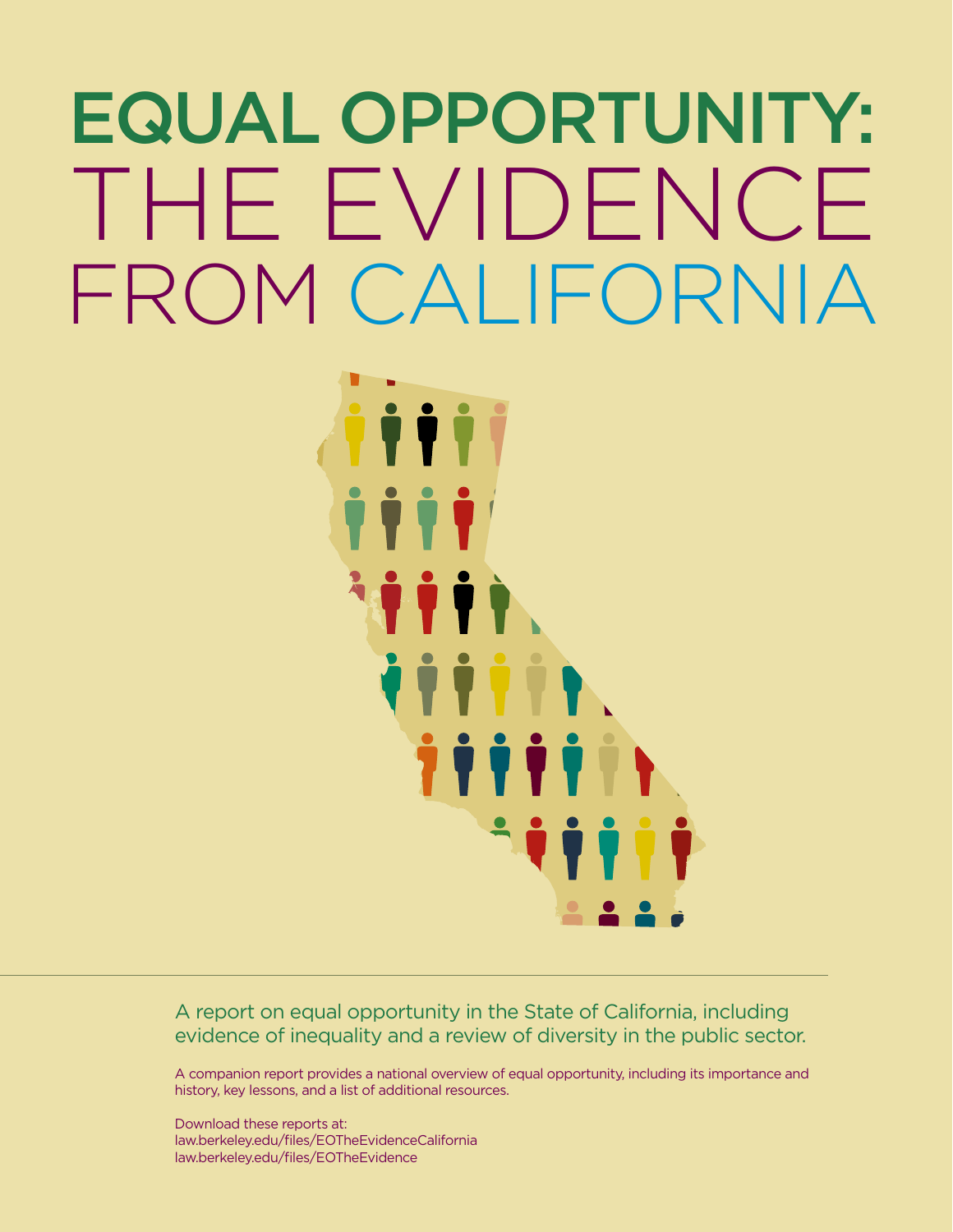# EQUAL OPPORTUNITY: THE EVIDENCE FROM CALIFORNIA

A report on equal opportunity in the State of California, including evidence of inequality and a review of diversity in the public sector.

A companion report provides a national overview of equal opportunity, including its importance and history, key lessons, and a list of additional resources.

Download these reports at:
law.berkeley.edu/files/EOTheEvidenceCalifornia
law.berkeley.edu/files/EOTheEvidence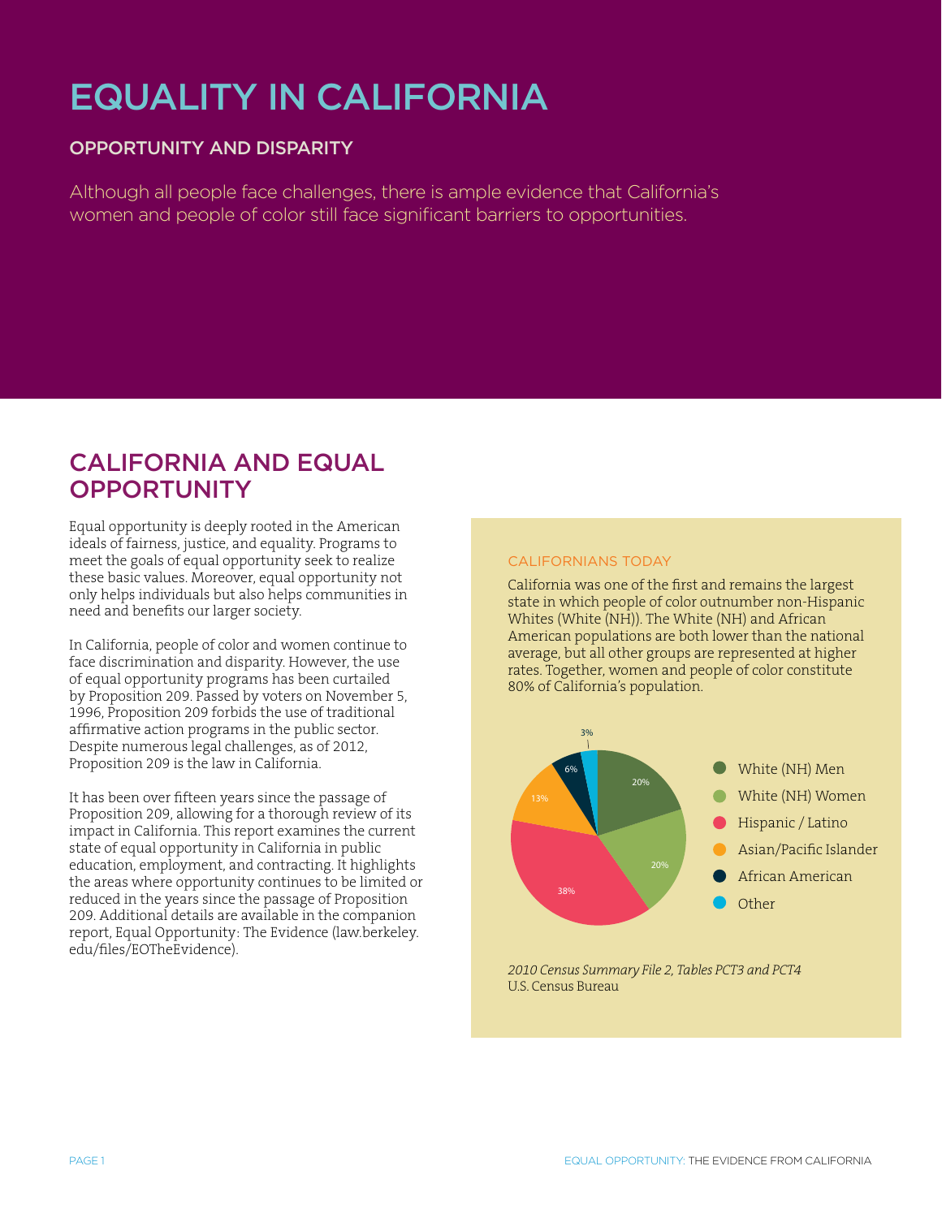# EQUALITY IN CALIFORNIA

## OPPORTUNITY AND DISPARITY

Although all people face challenges, there is ample evidence that California's women and people of color still face significant barriers to opportunities.

## CALIFORNIA AND EQUAL OPPORTUNITY

Equal opportunity is deeply rooted in the American ideals of fairness, justice, and equality. Programs to meet the goals of equal opportunity seek to realize these basic values. Moreover, equal opportunity not only helps individuals but also helps communities in need and benefits our larger society.

In California, people of color and women continue to face discrimination and disparity. However, the use of equal opportunity programs has been curtailed by Proposition 209. Passed by voters on November 5, 1996, Proposition 209 forbids the use of traditional affirmative action programs in the public sector. Despite numerous legal challenges, as of 2012, Proposition 209 is the law in California.

It has been over fifteen years since the passage of Proposition 209, allowing for a thorough review of its impact in California. This report examines the current state of equal opportunity in California in public education, employment, and contracting. It highlights the areas where opportunity continues to be limited or reduced in the years since the passage of Proposition 209. Additional details are available in the companion report, Equal Opportunity: The Evidence (law.berkeley.edu/files/EOTheEvidence).

### CALIFORNIANS TODAY

California was one of the first and remains the largest state in which people of color outnumber non-Hispanic Whites (White (NH)). The White (NH) and African American populations are both lower than the national average, but all other groups are represented at higher rates. Together, women and people of color constitute 80% of California's population.

| Group | Percentage |
|---|---|
| White (NH) Men | 20% |
| White (NH) Women | 20% |
| Hispanic / Latino | 38% |
| Asian/Pacific Islander | 13% |
| African American | 6% |
| Other | 3% |

*2010 Census Summary File 2, Tables PCT3 and PCT4*
U.S. Census Bureau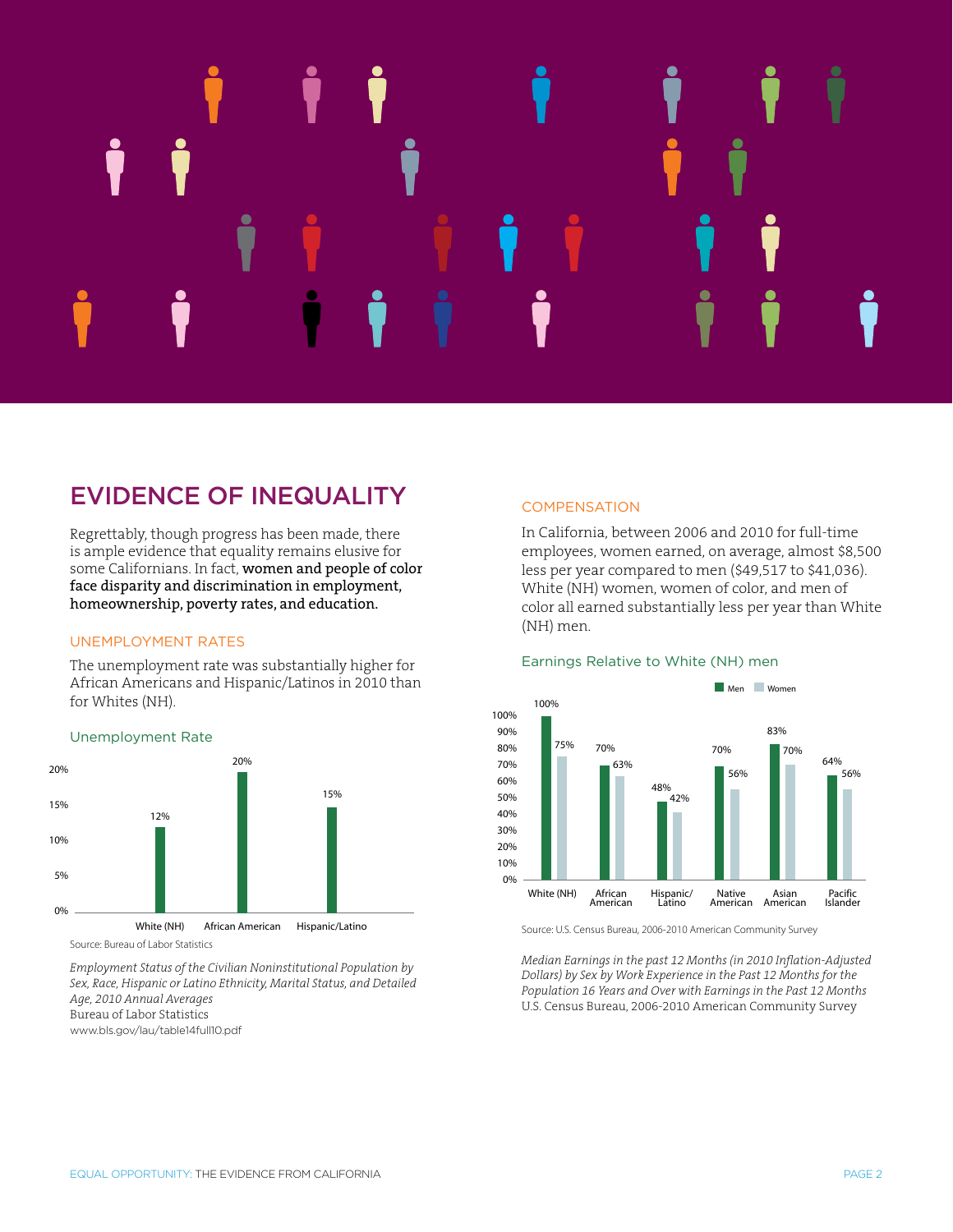## EVIDENCE OF INEQUALITY

Regrettably, though progress has been made, there is ample evidence that equality remains elusive for some Californians. In fact, **women and people of color face disparity and discrimination in employment, homeownership, poverty rates, and education.**

### UNEMPLOYMENT RATES

The unemployment rate was substantially higher for African Americans and Hispanic/Latinos in 2010 than for Whites (NH).

#### Unemployment Rate

| | White (NH) | African American | Hispanic/Latino |
|---|---|---|---|
| Unemployment Rate | 12% | 20% | 15% |

Source: Bureau of Labor Statistics

*Employment Status of the Civilian Noninstitutional Population by Sex, Race, Hispanic or Latino Ethnicity, Marital Status, and Detailed Age, 2010 Annual Averages*
Bureau of Labor Statistics
www.bls.gov/lau/table14full10.pdf

### COMPENSATION

In California, between 2006 and 2010 for full-time employees, women earned, on average, almost $8,500 less per year compared to men ($49,517 to $41,036). White (NH) women, women of color, and men of color all earned substantially less per year than White (NH) men.

#### Earnings Relative to White (NH) men

| | White (NH) | African American | Hispanic/Latino | Native American | Asian American | Pacific Islander |
|---|---|---|---|---|---|---|
| Men | 100% | 70% | 48% | 70% | 83% | 64% |
| Women | 75% | 63% | 42% | 56% | 70% | 56% |

Source: U.S. Census Bureau, 2006-2010 American Community Survey

*Median Earnings in the past 12 Months (in 2010 Inflation-Adjusted Dollars) by Sex by Work Experience in the Past 12 Months for the Population 16 Years and Over with Earnings in the Past 12 Months*
U.S. Census Bureau, 2006-2010 American Community Survey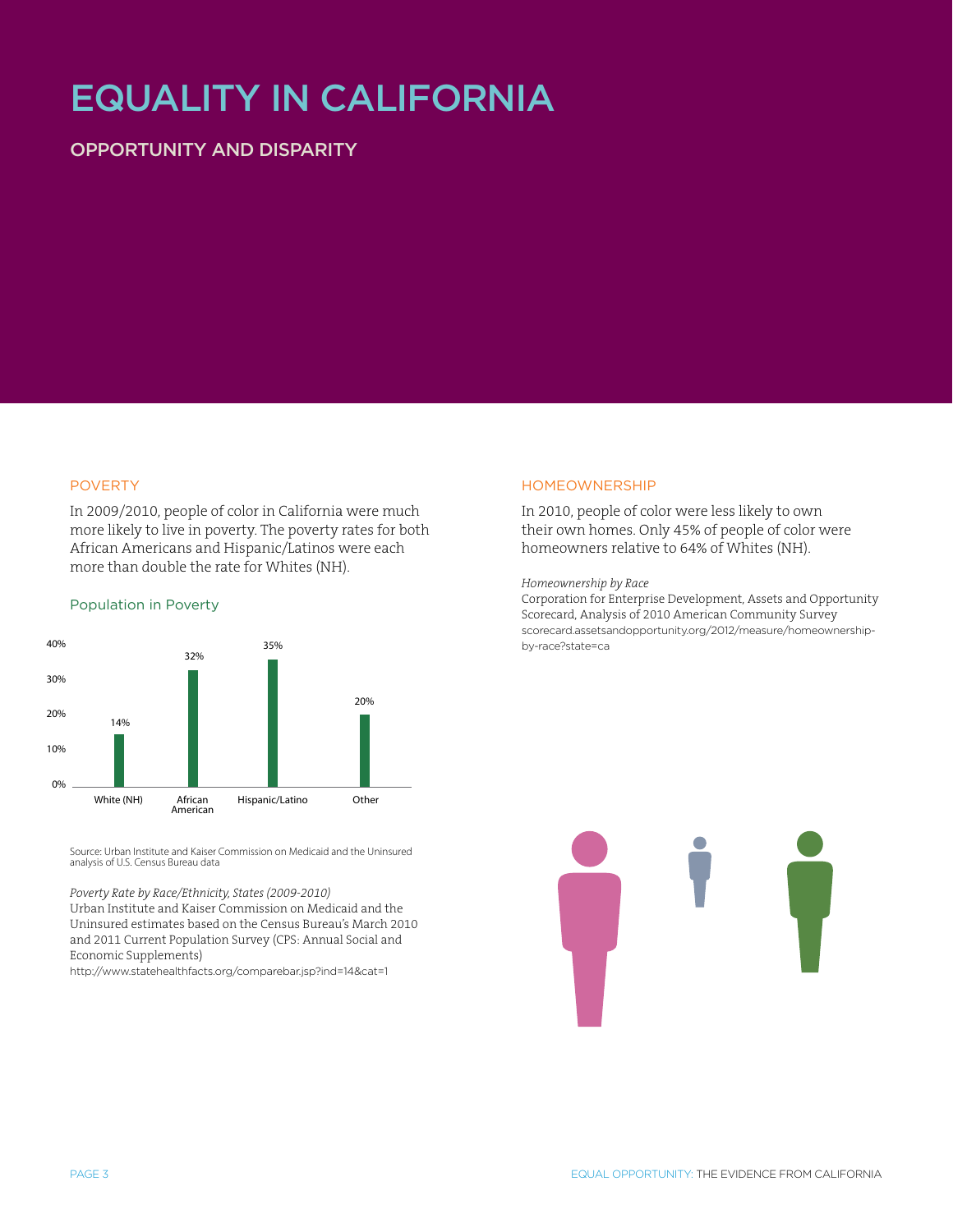# EQUALITY IN CALIFORNIA

## OPPORTUNITY AND DISPARITY

### POVERTY

In 2009/2010, people of color in California were much more likely to live in poverty. The poverty rates for both African Americans and Hispanic/Latinos were each more than double the rate for Whites (NH).

#### Population in Poverty

| White (NH) | African American | Hispanic/Latino | Other |
|---|---|---|---|
| 14% | 32% | 35% | 20% |

Source: Urban Institute and Kaiser Commission on Medicaid and the Uninsured analysis of U.S. Census Bureau data

*Poverty Rate by Race/Ethnicity, States (2009-2010)*
Urban Institute and Kaiser Commission on Medicaid and the Uninsured estimates based on the Census Bureau's March 2010 and 2011 Current Population Survey (CPS: Annual Social and Economic Supplements)
http://www.statehealthfacts.org/comparebar.jsp?ind=14&cat=1

### HOMEOWNERSHIP

In 2010, people of color were less likely to own their own homes. Only 45% of people of color were homeowners relative to 64% of Whites (NH).

*Homeownership by Race*
Corporation for Enterprise Development, Assets and Opportunity Scorecard, Analysis of 2010 American Community Survey
scorecard.assetsandopportunity.org/2012/measure/homeownership-by-race?state=ca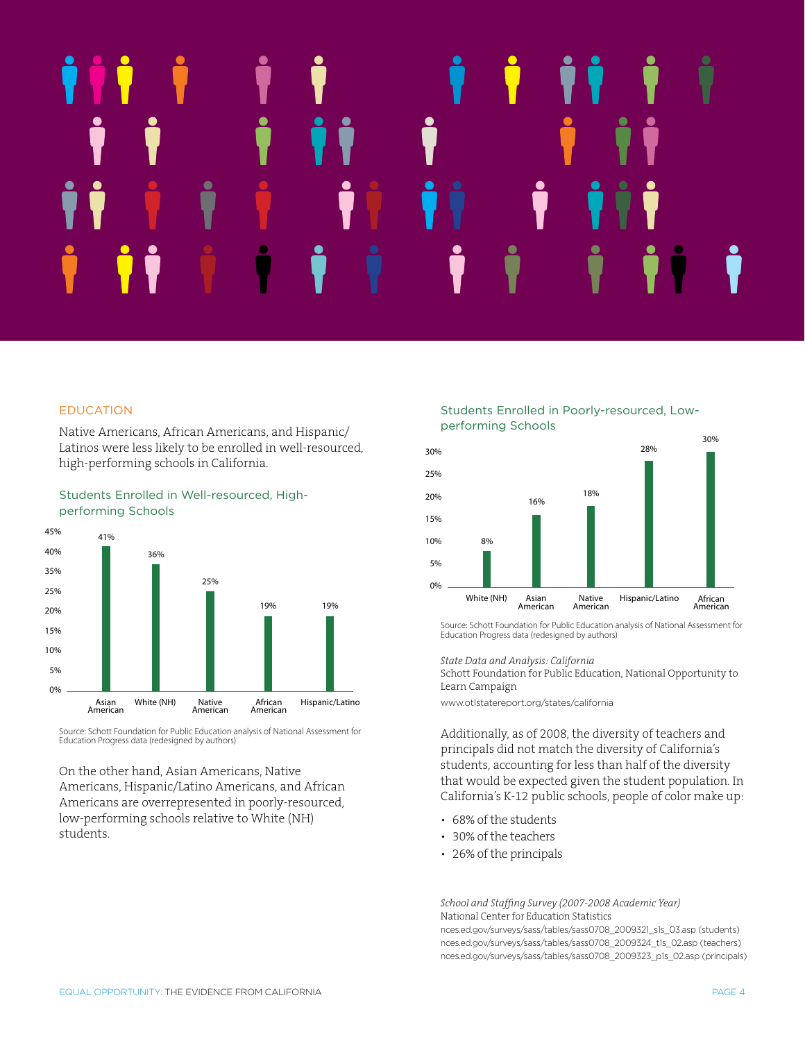## EDUCATION

Native Americans, African Americans, and Hispanic/Latinos were less likely to be enrolled in well-resourced, high-performing schools in California.

### Students Enrolled in Well-resourced, High-performing Schools

| Group | Percentage |
| --- | --- |
| Asian American | 41% |
| White (NH) | 36% |
| Native American | 25% |
| African American | 19% |
| Hispanic/Latino | 19% |

Source: Schott Foundation for Public Education analysis of National Assessment for Education Progress data (redesigned by authors)

On the other hand, Asian Americans, Native Americans, Hispanic/Latino Americans, and African Americans are overrepresented in poorly-resourced, low-performing schools relative to White (NH) students.

### Students Enrolled in Poorly-resourced, Low-performing Schools

| Group | Percentage |
| --- | --- |
| White (NH) | 8% |
| Asian American | 16% |
| Native American | 18% |
| Hispanic/Latino | 28% |
| African American | 30% |

Source: Schott Foundation for Public Education analysis of National Assessment for Education Progress data (redesigned by authors)

*State Data and Analysis: California*
Schott Foundation for Public Education, National Opportunity to Learn Campaign

www.otlstatereport.org/states/california

Additionally, as of 2008, the diversity of teachers and principals did not match the diversity of California's students, accounting for less than half of the diversity that would be expected given the student population. In California's K-12 public schools, people of color make up:

- 68% of the students
- 30% of the teachers
- 26% of the principals

*School and Staffing Survey (2007-2008 Academic Year)*
National Center for Education Statistics
nces.ed.gov/surveys/sass/tables/sass0708_2009321_s1s_03.asp (students)
nces.ed.gov/surveys/sass/tables/sass0708_2009324_t1s_02.asp (teachers)
nces.ed.gov/surveys/sass/tables/sass0708_2009323_p1s_02.asp (principals)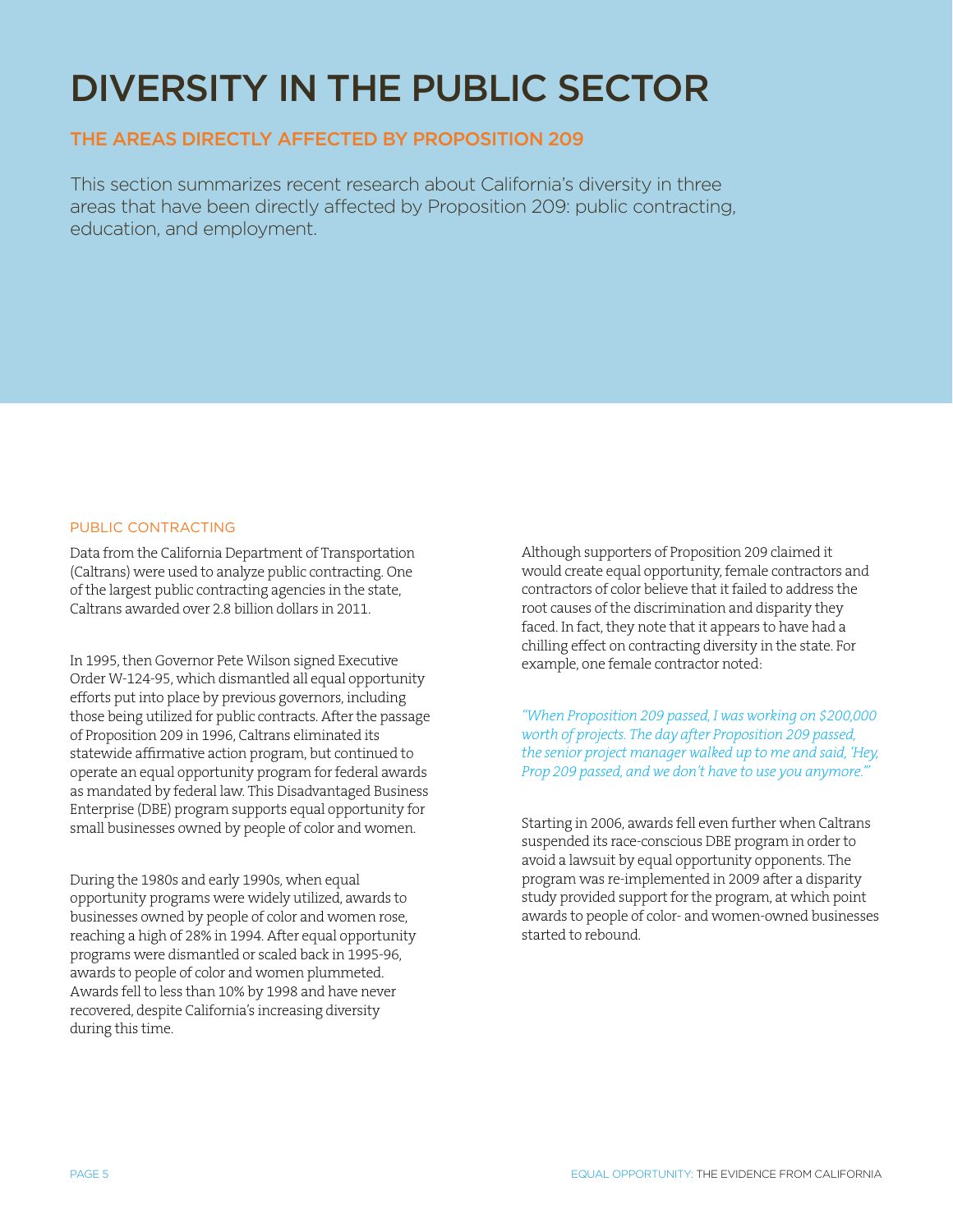# DIVERSITY IN THE PUBLIC SECTOR

## THE AREAS DIRECTLY AFFECTED BY PROPOSITION 209

This section summarizes recent research about California's diversity in three areas that have been directly affected by Proposition 209: public contracting, education, and employment.

### PUBLIC CONTRACTING

Data from the California Department of Transportation (Caltrans) were used to analyze public contracting. One of the largest public contracting agencies in the state, Caltrans awarded over 2.8 billion dollars in 2011.

In 1995, then Governor Pete Wilson signed Executive Order W-124-95, which dismantled all equal opportunity efforts put into place by previous governors, including those being utilized for public contracts. After the passage of Proposition 209 in 1996, Caltrans eliminated its statewide affirmative action program, but continued to operate an equal opportunity program for federal awards as mandated by federal law. This Disadvantaged Business Enterprise (DBE) program supports equal opportunity for small businesses owned by people of color and women.

During the 1980s and early 1990s, when equal opportunity programs were widely utilized, awards to businesses owned by people of color and women rose, reaching a high of 28% in 1994. After equal opportunity programs were dismantled or scaled back in 1995-96, awards to people of color and women plummeted. Awards fell to less than 10% by 1998 and have never recovered, despite California's increasing diversity during this time.

Although supporters of Proposition 209 claimed it would create equal opportunity, female contractors and contractors of color believe that it failed to address the root causes of the discrimination and disparity they faced. In fact, they note that it appears to have had a chilling effect on contracting diversity in the state. For example, one female contractor noted:

*"When Proposition 209 passed, I was working on $200,000 worth of projects. The day after Proposition 209 passed, the senior project manager walked up to me and said, 'Hey, Prop 209 passed, and we don't have to use you anymore.'"*

Starting in 2006, awards fell even further when Caltrans suspended its race-conscious DBE program in order to avoid a lawsuit by equal opportunity opponents. The program was re-implemented in 2009 after a disparity study provided support for the program, at which point awards to people of color- and women-owned businesses started to rebound.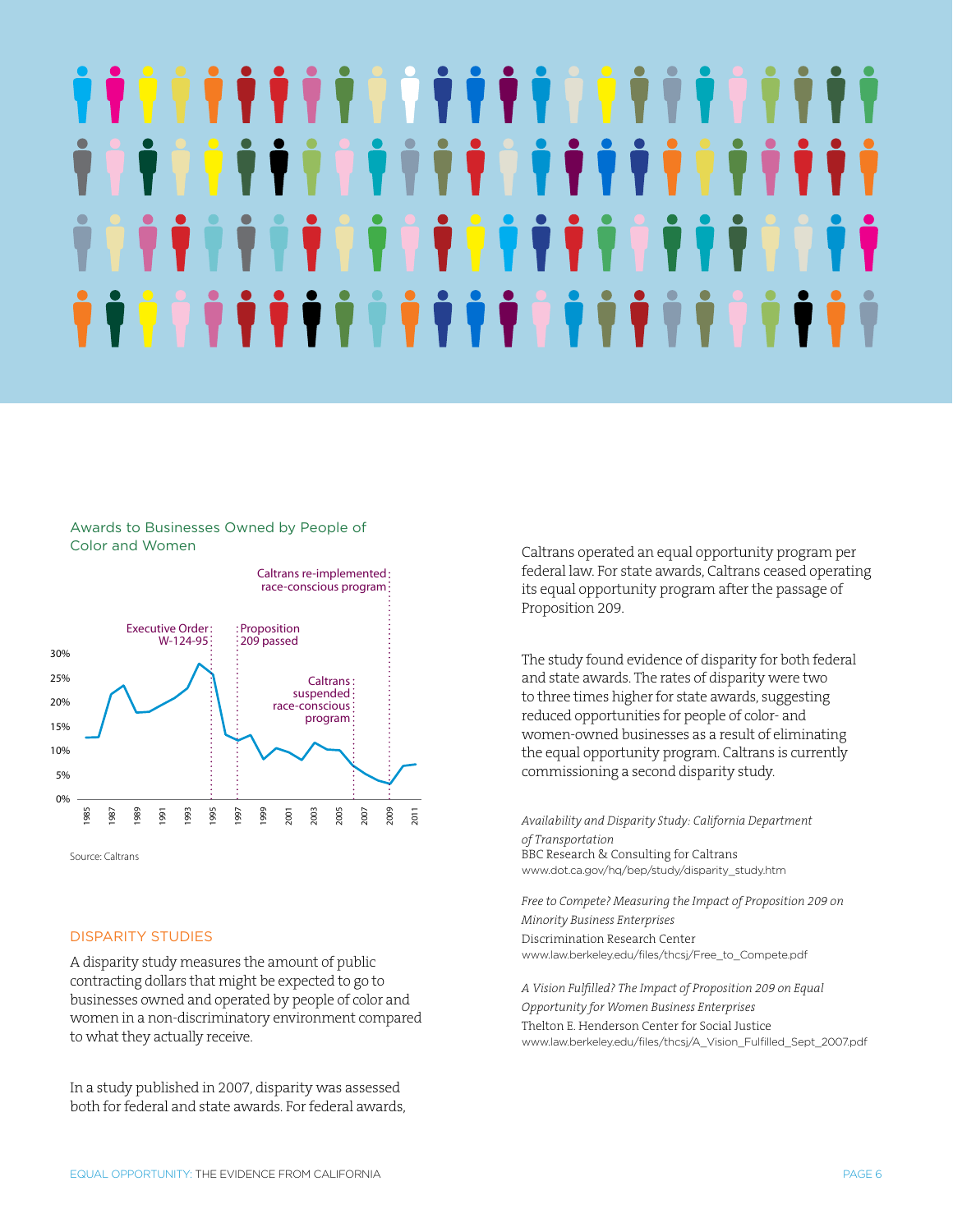### Awards to Businesses Owned by People of Color and Women

Caltrans re-implemented race-conscious program

Executive Order W-124-95

Proposition 209 passed

Caltrans suspended race-conscious program

Source: Caltrans

## DISPARITY STUDIES

A disparity study measures the amount of public contracting dollars that might be expected to go to businesses owned and operated by people of color and women in a non-discriminatory environment compared to what they actually receive.

In a study published in 2007, disparity was assessed both for federal and state awards. For federal awards, Caltrans operated an equal opportunity program per federal law. For state awards, Caltrans ceased operating its equal opportunity program after the passage of Proposition 209.

The study found evidence of disparity for both federal and state awards. The rates of disparity were two to three times higher for state awards, suggesting reduced opportunities for people of color- and women-owned businesses as a result of eliminating the equal opportunity program. Caltrans is currently commissioning a second disparity study.

*Availability and Disparity Study: California Department of Transportation*
BBC Research & Consulting for Caltrans
www.dot.ca.gov/hq/bep/study/disparity_study.htm

*Free to Compete? Measuring the Impact of Proposition 209 on Minority Business Enterprises*
Discrimination Research Center
www.law.berkeley.edu/files/thcsj/Free_to_Compete.pdf

*A Vision Fulfilled? The Impact of Proposition 209 on Equal Opportunity for Women Business Enterprises*
Thelton E. Henderson Center for Social Justice
www.law.berkeley.edu/files/thcsj/A_Vision_Fulfilled_Sept_2007.pdf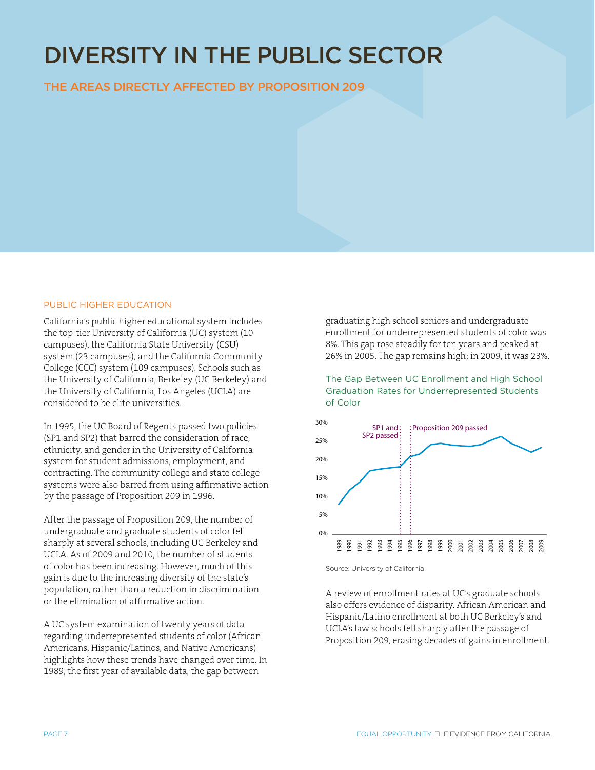# DIVERSITY IN THE PUBLIC SECTOR

## THE AREAS DIRECTLY AFFECTED BY PROPOSITION 209

### PUBLIC HIGHER EDUCATION

California's public higher educational system includes the top-tier University of California (UC) system (10 campuses), the California State University (CSU) system (23 campuses), and the California Community College (CCC) system (109 campuses). Schools such as the University of California, Berkeley (UC Berkeley) and the University of California, Los Angeles (UCLA) are considered to be elite universities.

In 1995, the UC Board of Regents passed two policies (SP1 and SP2) that barred the consideration of race, ethnicity, and gender in the University of California system for student admissions, employment, and contracting. The community college and state college systems were also barred from using affirmative action by the passage of Proposition 209 in 1996.

After the passage of Proposition 209, the number of undergraduate and graduate students of color fell sharply at several schools, including UC Berkeley and UCLA. As of 2009 and 2010, the number of students of color has been increasing. However, much of this gain is due to the increasing diversity of the state's population, rather than a reduction in discrimination or the elimination of affirmative action.

A UC system examination of twenty years of data regarding underrepresented students of color (African Americans, Hispanic/Latinos, and Native Americans) highlights how these trends have changed over time. In 1989, the first year of available data, the gap between graduating high school seniors and undergraduate enrollment for underrepresented students of color was 8%. This gap rose steadily for ten years and peaked at 26% in 2005. The gap remains high; in 2009, it was 23%.

The Gap Between UC Enrollment and High School Graduation Rates for Underrepresented Students of Color

Source: University of California

A review of enrollment rates at UC's graduate schools also offers evidence of disparity. African American and Hispanic/Latino enrollment at both UC Berkeley's and UCLA's law schools fell sharply after the passage of Proposition 209, erasing decades of gains in enrollment.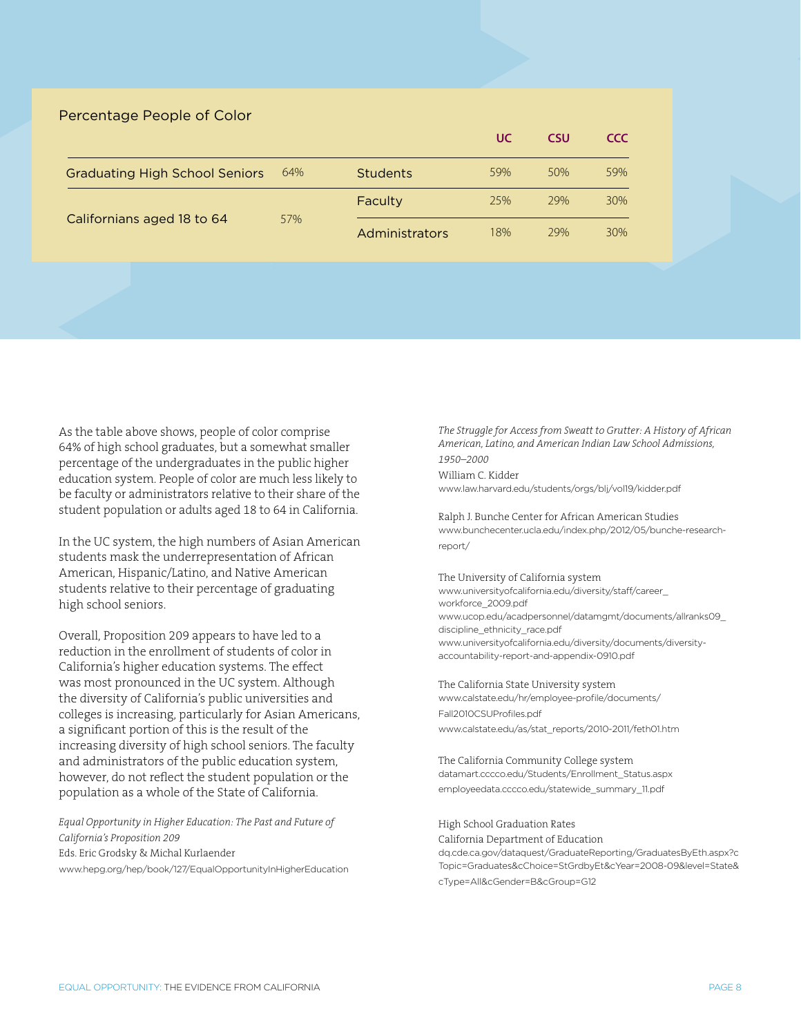Percentage People of Color

| | | | UC | CSU | CCC |
|---|---|---|---|---|---|
| Graduating High School Seniors | 64% | Students | 59% | 50% | 59% |
| Californians aged 18 to 64 | 57% | Faculty | 25% | 29% | 30% |
| | | Administrators | 18% | 29% | 30% |

As the table above shows, people of color comprise 64% of high school graduates, but a somewhat smaller percentage of the undergraduates in the public higher education system. People of color are much less likely to be faculty or administrators relative to their share of the student population or adults aged 18 to 64 in California.

In the UC system, the high numbers of Asian American students mask the underrepresentation of African American, Hispanic/Latino, and Native American students relative to their percentage of graduating high school seniors.

Overall, Proposition 209 appears to have led to a reduction in the enrollment of students of color in California's higher education systems. The effect was most pronounced in the UC system. Although the diversity of California's public universities and colleges is increasing, particularly for Asian Americans, a significant portion of this is the result of the increasing diversity of high school seniors. The faculty and administrators of the public education system, however, do not reflect the student population or the population as a whole of the State of California.

*Equal Opportunity in Higher Education: The Past and Future of California's Proposition 209*
Eds. Eric Grodsky & Michal Kurlaender
www.hepg.org/hep/book/127/EqualOpportunityInHigherEducation

*The Struggle for Access from Sweatt to Grutter: A History of African American, Latino, and American Indian Law School Admissions, 1950–2000*
William C. Kidder
www.law.harvard.edu/students/orgs/blj/vol19/kidder.pdf

Ralph J. Bunche Center for African American Studies
www.bunchecenter.ucla.edu/index.php/2012/05/bunche-research-report/

The University of California system
www.universityofcalifornia.edu/diversity/staff/career_workforce_2009.pdf
www.ucop.edu/acadpersonnel/datamgmt/documents/allranks09_discipline_ethnicity_race.pdf
www.universityofcalifornia.edu/diversity/documents/diversity-accountability-report-and-appendix-0910.pdf

The California State University system
www.calstate.edu/hr/employee-profile/documents/Fall2010CSUProfiles.pdf
www.calstate.edu/as/stat_reports/2010-2011/feth01.htm

The California Community College system
datamart.cccco.edu/Students/Enrollment_Status.aspx
employeedata.cccco.edu/statewide_summary_11.pdf

High School Graduation Rates
California Department of Education
dq.cde.ca.gov/dataquest/GraduateReporting/GraduatesByEth.aspx?cTopic=Graduates&cChoice=StGrdbyEt&cYear=2008-09&level=State&cType=All&cGender=B&cGroup=G12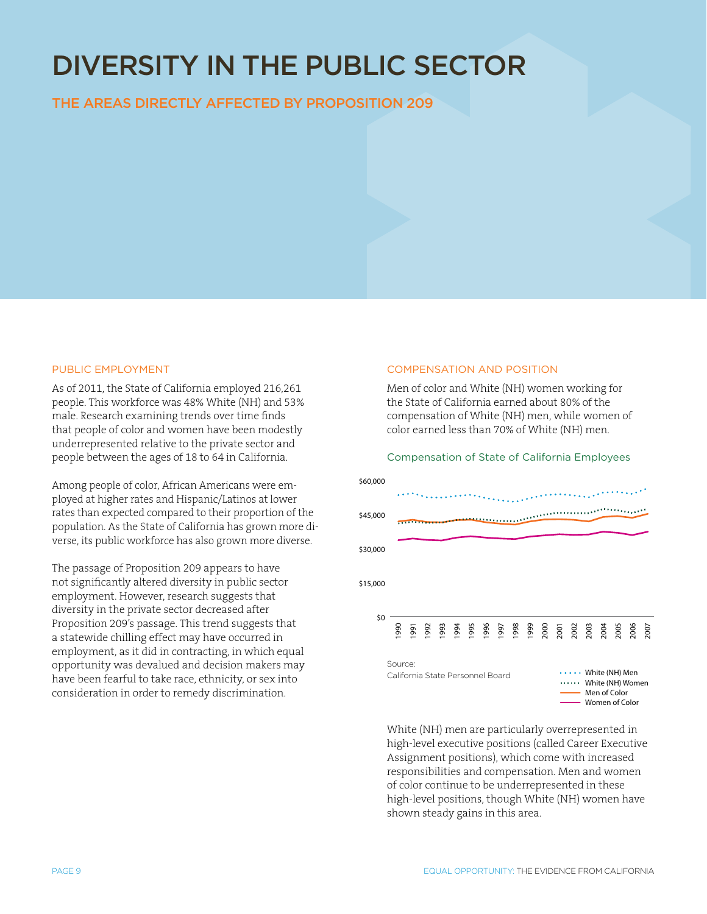# DIVERSITY IN THE PUBLIC SECTOR

## THE AREAS DIRECTLY AFFECTED BY PROPOSITION 209

### PUBLIC EMPLOYMENT

As of 2011, the State of California employed 216,261 people. This workforce was 48% White (NH) and 53% male. Research examining trends over time finds that people of color and women have been modestly underrepresented relative to the private sector and people between the ages of 18 to 64 in California.

Among people of color, African Americans were employed at higher rates and Hispanic/Latinos at lower rates than expected compared to their proportion of the population. As the State of California has grown more diverse, its public workforce has also grown more diverse.

The passage of Proposition 209 appears to have not significantly altered diversity in public sector employment. However, research suggests that diversity in the private sector decreased after Proposition 209's passage. This trend suggests that a statewide chilling effect may have occurred in employment, as it did in contracting, in which equal opportunity was devalued and decision makers may have been fearful to take race, ethnicity, or sex into consideration in order to remedy discrimination.

### COMPENSATION AND POSITION

Men of color and White (NH) women working for the State of California earned about 80% of the compensation of White (NH) men, while women of color earned less than 70% of White (NH) men.

Compensation of State of California Employees

Source:
California State Personnel Board

White (NH) Men
White (NH) Women
Men of Color
Women of Color

White (NH) men are particularly overrepresented in high-level executive positions (called Career Executive Assignment positions), which come with increased responsibilities and compensation. Men and women of color continue to be underrepresented in these high-level positions, though White (NH) women have shown steady gains in this area.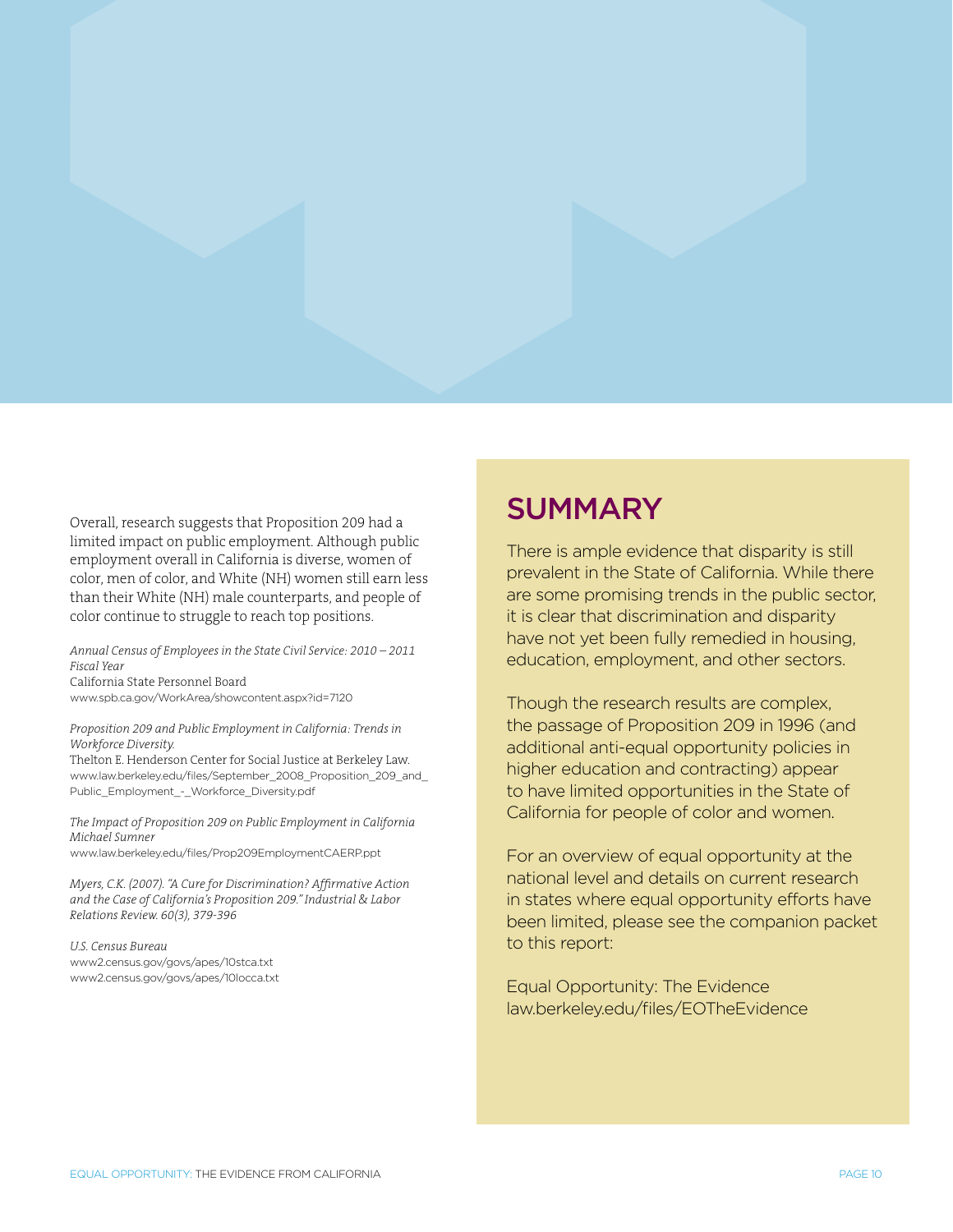Overall, research suggests that Proposition 209 had a limited impact on public employment. Although public employment overall in California is diverse, women of color, men of color, and White (NH) women still earn less than their White (NH) male counterparts, and people of color continue to struggle to reach top positions.

*Annual Census of Employees in the State Civil Service: 2010 – 2011 Fiscal Year*
California State Personnel Board
www.spb.ca.gov/WorkArea/showcontent.aspx?id=7120

*Proposition 209 and Public Employment in California: Trends in Workforce Diversity.*
Thelton E. Henderson Center for Social Justice at Berkeley Law.
www.law.berkeley.edu/files/September_2008_Proposition_209_and_Public_Employment_-_Workforce_Diversity.pdf

*The Impact of Proposition 209 on Public Employment in California*
*Michael Sumner*
www.law.berkeley.edu/files/Prop209EmploymentCAERP.ppt

*Myers, C.K. (2007). "A Cure for Discrimination? Affirmative Action and the Case of California's Proposition 209." Industrial & Labor Relations Review. 60(3), 379-396*

*U.S. Census Bureau*
www2.census.gov/govs/apes/10stca.txt
www2.census.gov/govs/apes/10locca.txt

## SUMMARY

There is ample evidence that disparity is still prevalent in the State of California. While there are some promising trends in the public sector, it is clear that discrimination and disparity have not yet been fully remedied in housing, education, employment, and other sectors.

Though the research results are complex, the passage of Proposition 209 in 1996 (and additional anti-equal opportunity policies in higher education and contracting) appear to have limited opportunities in the State of California for people of color and women.

For an overview of equal opportunity at the national level and details on current research in states where equal opportunity efforts have been limited, please see the companion packet to this report:

Equal Opportunity: The Evidence
law.berkeley.edu/files/EOTheEvidence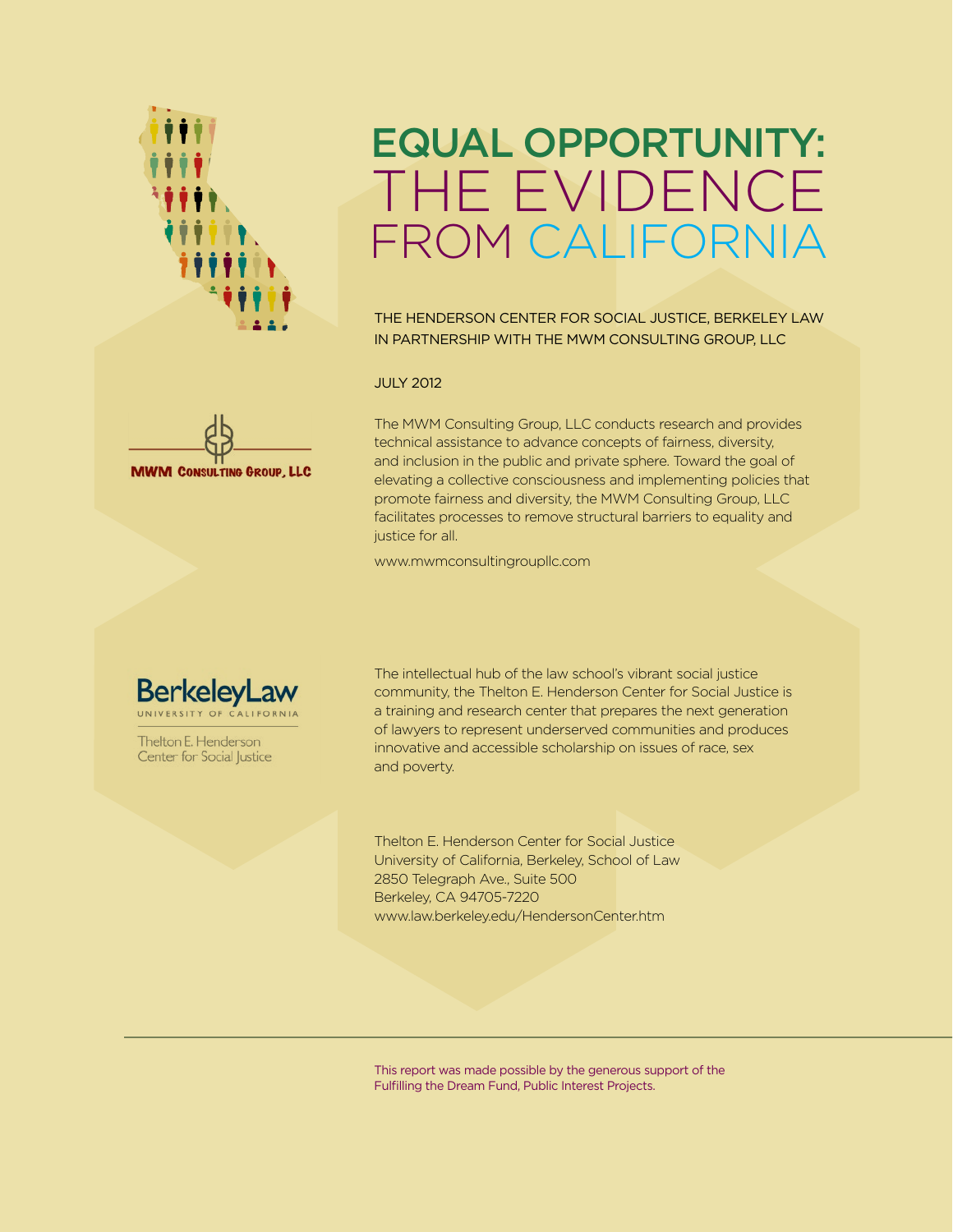# EQUAL OPPORTUNITY: THE EVIDENCE FROM CALIFORNIA

THE HENDERSON CENTER FOR SOCIAL JUSTICE, BERKELEY LAW
IN PARTNERSHIP WITH THE MWM CONSULTING GROUP, LLC

JULY 2012

MWM CONSULTING GROUP, LLC

The MWM Consulting Group, LLC conducts research and provides technical assistance to advance concepts of fairness, diversity, and inclusion in the public and private sphere. Toward the goal of elevating a collective consciousness and implementing policies that promote fairness and diversity, the MWM Consulting Group, LLC facilitates processes to remove structural barriers to equality and justice for all.

www.mwmconsultinggroupllc.com

BerkeleyLaw
UNIVERSITY OF CALIFORNIA

Thelton E. Henderson
Center for Social Justice

The intellectual hub of the law school's vibrant social justice community, the Thelton E. Henderson Center for Social Justice is a training and research center that prepares the next generation of lawyers to represent underserved communities and produces innovative and accessible scholarship on issues of race, sex and poverty.

Thelton E. Henderson Center for Social Justice
University of California, Berkeley, School of Law
2850 Telegraph Ave., Suite 500
Berkeley, CA 94705-7220
www.law.berkeley.edu/HendersonCenter.htm

This report was made possible by the generous support of the Fulfilling the Dream Fund, Public Interest Projects.